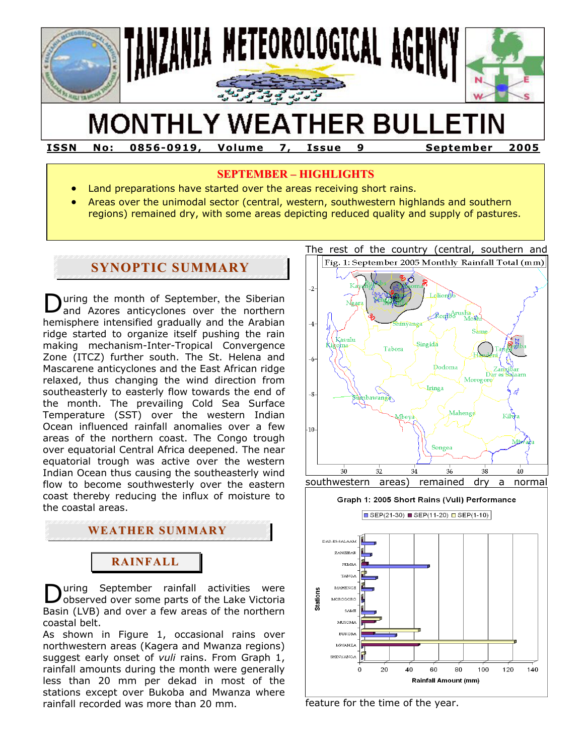# TANZANIA METEOROLOGICAL AGENCY

# MONTHLY WEATHER BULLETIN

**ISSN No: 0856-0919, Volume 7, Issue 9 September 2005**

## SEPTEMBER – HIGHLIGHTS

- Land preparations have started over the areas receiving short rains.
- Areas over the unimodal sector (central, western, southwestern highlands and southern regions) remained dry, with some areas depicting reduced quality and supply of pastures.

## SYNOPTIC SUMMARY

During the month of September, the Siberian and Azores anticyclones over the northern hemisphere intensified gradually and the Arabian ridge started to organize itself pushing the rain making mechanism-Inter-Tropical Convergence Zone (ITCZ) further south. The St. Helena and Mascarene anticyclones and the East African ridge relaxed, thus changing the wind direction from southeasterly to easterly flow towards the end of the month. The prevailing Cold Sea Surface Temperature (SST) over the western Indian Ocean influenced rainfall anomalies over a few areas of the northern coast. The Congo trough over equatorial Central Africa deepened. The near equatorial trough was active over the western Indian Ocean thus causing the southeasterly wind flow to become southwesterly over the eastern coast thereby reducing the influx of moisture to the coastal areas.

## WEATHER SUMMARY

### RAINFALL

During September rainfall activities were observed over some parts of the Lake Victoria Basin (LVB) and over a few areas of the northern coastal belt.

As shown in Figure 1, occasional rains over northwestern areas (Kagera and Mwanza regions) suggest early onset of *vuli* rains. From Graph 1, rainfall amounts during the month were generally less than 20 mm per dekad of the stations except over Bukoba and Mwanza where rainfall recorded was more than 20 mm.

The rest of the country (central, southern and southwestern areas) remained dry a normal feature for the time of the year.

Fig. 1: September 2005 Monthly Rainfall Total (mm)

Kayanga, Bukoba, Musoma, Ngara, Loliondo, Mwanza, Shinyanga, Ngorongoro, Arusha, Moshi, Same, Kasulu, Kigoma, Tabora, Singida, Tanga, Pemba, Handeni, Zanzibar, Dar es Salaam, Dodoma, Morogoro, Iringa, Sumbawanga, Mbeya, Mahenge, Kilwa, Mtwara, Songea

30, 30, 30, 30

-2, -4, -6, -8, -10

30, 32, 34, 36, 38, 40

Graph 1: 2005 Short Rains (Vuli) Performance

SEP(21-30) SEP(11-20) SEP(1-10)

Stations

DAR-ES-SALAAM, ZANZIBAR, PEMBA, TANGA, MAHENGE, MOROGORO, SAME, MUSOMA, BUKOBA, MWANZA, SHINYANGA

0, 20, 40, 60, 80, 100, 120, 140

Rainfall Amount (mm)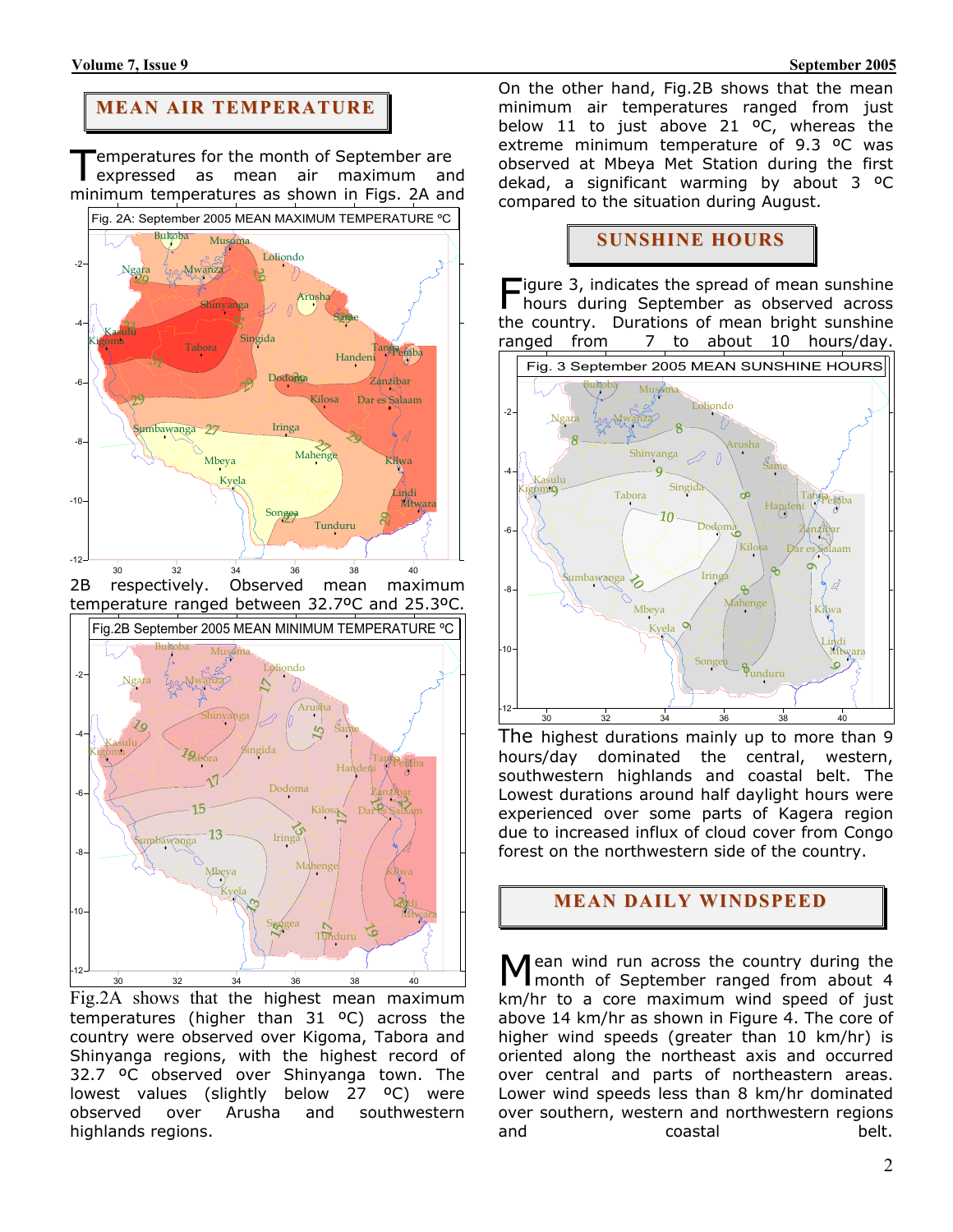## MEAN AIR TEMPERATURE

Temperatures for the month of September are expressed as mean air maximum and minimum temperatures as shown in Figs. 2A and 2B respectively. Observed mean maximum temperature ranged between 32.7ºC and 25.3ºC.

Fig. 2A: September 2005 MEAN MAXIMUM TEMPERATURE ºC

Fig.2B September 2005 MEAN MINIMUM TEMPERATURE ºC

Fig.2A shows that the highest mean maximum temperatures (higher than 31 ºC) across the country were observed over Kigoma, Tabora and Shinyanga regions, with the highest record of 32.7 ºC observed over Shinyanga town. The lowest values (slightly below 27 ºC) were observed over Arusha and southwestern highlands regions.

On the other hand, Fig.2B shows that the mean minimum air temperatures ranged from just below 11 to just above 21 ºC, whereas the extreme minimum temperature of 9.3 ºC was observed at Mbeya Met Station during the first dekad, a significant warming by about 3 ºC compared to the situation during August.

## SUNSHINE HOURS

Figure 3, indicates the spread of mean sunshine hours during September as observed across the country. Durations of mean bright sunshine ranged from 7 to about 10 hours/day.

Fig. 3 September 2005 MEAN SUNSHINE HOURS

The highest durations mainly up to more than 9 hours/day dominated the central, western, southwestern highlands and coastal belt. The Lowest durations around half daylight hours were experienced over some parts of Kagera region due to increased influx of cloud cover from Congo forest on the northwestern side of the country.

## MEAN DAILY WINDSPEED

Mean wind run across the country during the month of September ranged from about 4 km/hr to a core maximum wind speed of just above 14 km/hr as shown in Figure 4. The core of higher wind speeds (greater than 10 km/hr) is oriented along the northeast axis and occurred over central and parts of northeastern areas. Lower wind speeds less than 8 km/hr dominated over southern, western and northwestern regions and coastal belt.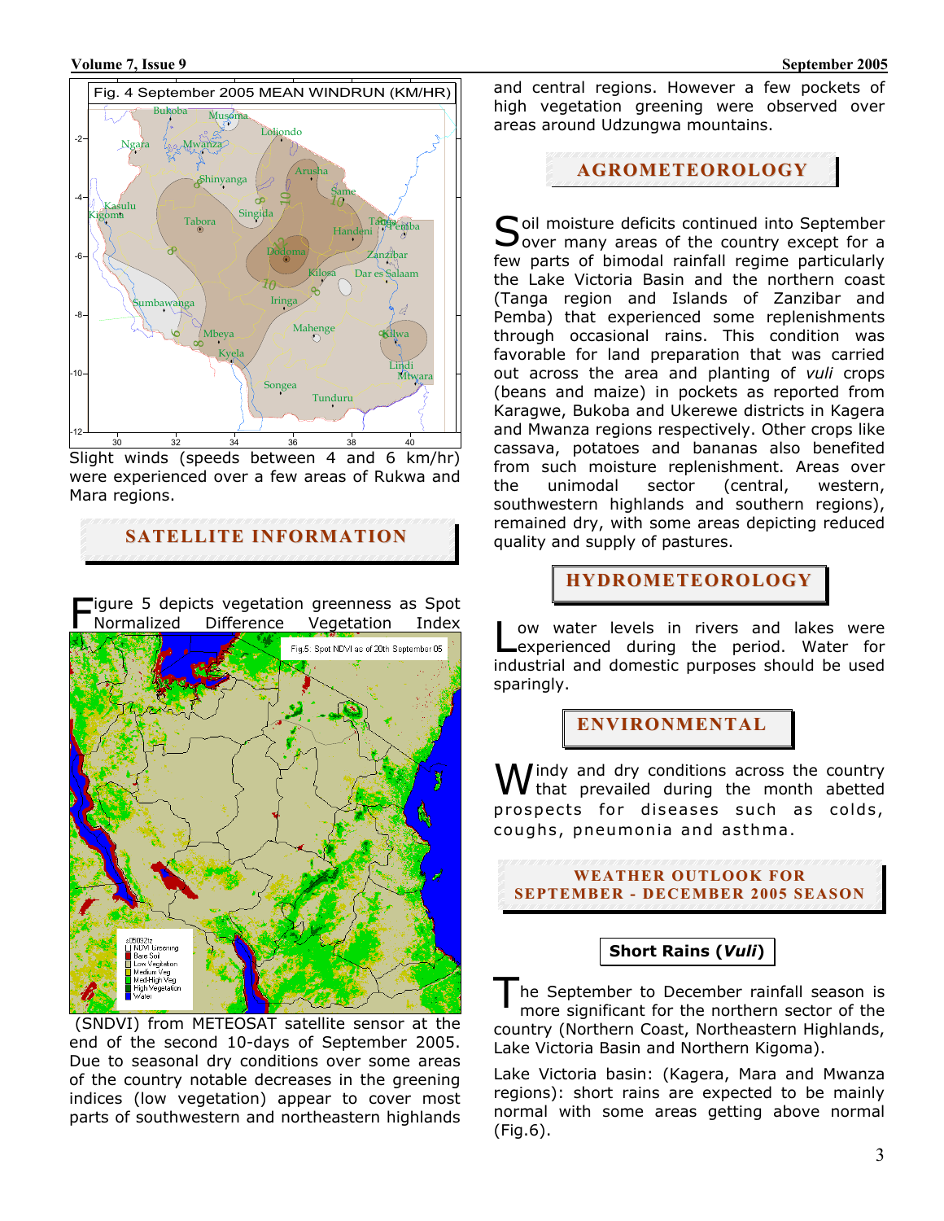Fig. 4 September 2005 MEAN WINDRUN (KM/HR)

Bukoba
Musoma
Loliondo
Ngara
Mwanza
Arusha
Shinyanga
Same
Kasulu
Kigoma
Tabora
Singida
Tanga
Pemba
Handeni
Dodoma
Zanzibar
Kilosa
Dar es Salaam
Sumbawanga
Iringa
Mahenge
Kilwa
Mbeya
Kyela
Lindi
Mtwara
Songea
Tunduru

10
8
10
10
12
10
8
8
6
8

-2
-4
-6
-8
-10
-12
30
32
34
36
38
40

Slight winds (speeds between 4 and 6 km/hr) were experienced over a few areas of Rukwa and Mara regions.

## SATELLITE INFORMATION

Figure 5 depicts vegetation greenness as Spot Normalized Difference Vegetation Index

Fig.5: Spot NDVI as of 20th September 05

a05092tz
NDVI Greening
Bare Soil
Low Vegetation
Medium Veg
Med-High Veg
High Vegetation
Water

(SNDVI) from METEOSAT satellite sensor at the end of the second 10-days of September 2005. Due to seasonal dry conditions over some areas of the country notable decreases in the greening indices (low vegetation) appear to cover most parts of southwestern and northeastern highlands and central regions. However a few pockets of high vegetation greening were observed over areas around Udzungwa mountains.

## AGROMETEOROLOGY

Soil moisture deficits continued into September over many areas of the country except for a few parts of bimodal rainfall regime particularly the Lake Victoria Basin and the northern coast (Tanga region and Islands of Zanzibar and Pemba) that experienced some replenishments through occasional rains. This condition was favorable for land preparation that was carried out across the area and planting of *vuli* crops (beans and maize) in pockets as reported from Karagwe, Bukoba and Ukerewe districts in Kagera and Mwanza regions respectively. Other crops like cassava, potatoes and bananas also benefited from such moisture replenishment. Areas over the unimodal sector (central, western, southwestern highlands and southern regions), remained dry, with some areas depicting reduced quality and supply of pastures.

## HYDROMETEOROLOGY

Low water levels in rivers and lakes were experienced during the period. Water for industrial and domestic purposes should be used sparingly.

## ENVIRONMENTAL

Windy and dry conditions across the country that prevailed during the month abetted prospects for diseases such as colds, coughs, pneumonia and asthma.

## WEATHER OUTLOOK FOR SEPTEMBER - DECEMBER 2005 SEASON

### Short Rains (*Vuli*)

The September to December rainfall season is more significant for the northern sector of the country (Northern Coast, Northeastern Highlands, Lake Victoria Basin and Northern Kigoma).

Lake Victoria basin: (Kagera, Mara and Mwanza regions): short rains are expected to be mainly normal with some areas getting above normal (Fig.6).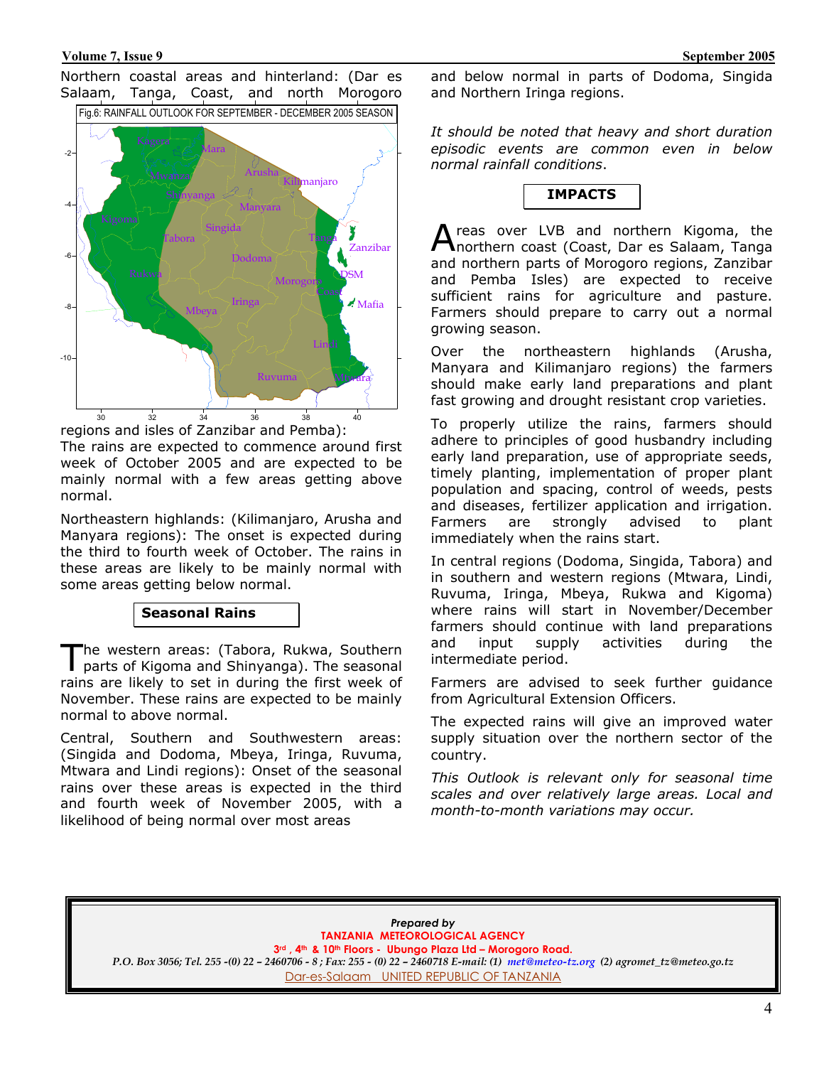Northern coastal areas and hinterland: (Dar es Salaam, Tanga, Coast, and north Morogoro regions and isles of Zanzibar and Pemba): The rains are expected to commence around first week of October 2005 and are expected to be mainly normal with a few areas getting above normal.

Fig.6: RAINFALL OUTLOOK FOR SEPTEMBER - DECEMBER 2005 SEASON

Kagera
Mara
Mwanza
Arusha
Kilimanjaro
Shinyanga
Manyara
Kigoma
Singida
Tabora
Tanga
Zanzibar
Dodoma
Rukwa
DSM
Morogoro
Coast
Mafia
Iringa
Mbeya
Lindi
Ruvuma
Mtwara
-2
-4
-6
-8
-10
30
32
34
36
38
40

Northeastern highlands: (Kilimanjaro, Arusha and Manyara regions): The onset is expected during the third to fourth week of October. The rains in these areas are likely to be mainly normal with some areas getting below normal.

## Seasonal Rains

The western areas: (Tabora, Rukwa, Southern parts of Kigoma and Shinyanga). The seasonal rains are likely to set in during the first week of November. These rains are expected to be mainly normal to above normal.

Central, Southern and Southwestern areas: (Singida and Dodoma, Mbeya, Iringa, Ruvuma, Mtwara and Lindi regions): Onset of the seasonal rains over these areas is expected in the third and fourth week of November 2005, with a likelihood of being normal over most areas and below normal in parts of Dodoma, Singida and Northern Iringa regions.

*It should be noted that heavy and short duration episodic events are common even in below normal rainfall conditions.*

## IMPACTS

Areas over LVB and northern Kigoma, the northern coast (Coast, Dar es Salaam, Tanga and northern parts of Morogoro regions, Zanzibar and Pemba Isles) are expected to receive sufficient rains for agriculture and pasture. Farmers should prepare to carry out a normal growing season.

Over the northeastern highlands (Arusha, Manyara and Kilimanjaro regions) the farmers should make early land preparations and plant fast growing and drought resistant crop varieties.

To properly utilize the rains, farmers should adhere to principles of good husbandry including early land preparation, use of appropriate seeds, timely planting, implementation of proper plant population and spacing, control of weeds, pests and diseases, fertilizer application and irrigation. Farmers are strongly advised to plant immediately when the rains start.

In central regions (Dodoma, Singida, Tabora) and in southern and western regions (Mtwara, Lindi, Ruvuma, Iringa, Mbeya, Rukwa and Kigoma) where rains will start in November/December farmers should continue with land preparations and input supply activities during the intermediate period.

Farmers are advised to seek further guidance from Agricultural Extension Officers.

The expected rains will give an improved water supply situation over the northern sector of the country.

*This Outlook is relevant only for seasonal time scales and over relatively large areas. Local and month-to-month variations may occur.*

*Prepared by*
**TANZANIA METEOROLOGICAL AGENCY**
**3rd , 4th & 10th Floors - Ubungo Plaza Ltd – Morogoro Road.**
*P.O. Box 3056; Tel. 255 -(0) 22 – 2460706 - 8 ; Fax: 255 - (0) 22 – 2460718 E-mail: (1) met@meteo-tz.org (2) agromet_tz@meteo.go.tz*
Dar-es-Salaam UNITED REPUBLIC OF TANZANIA